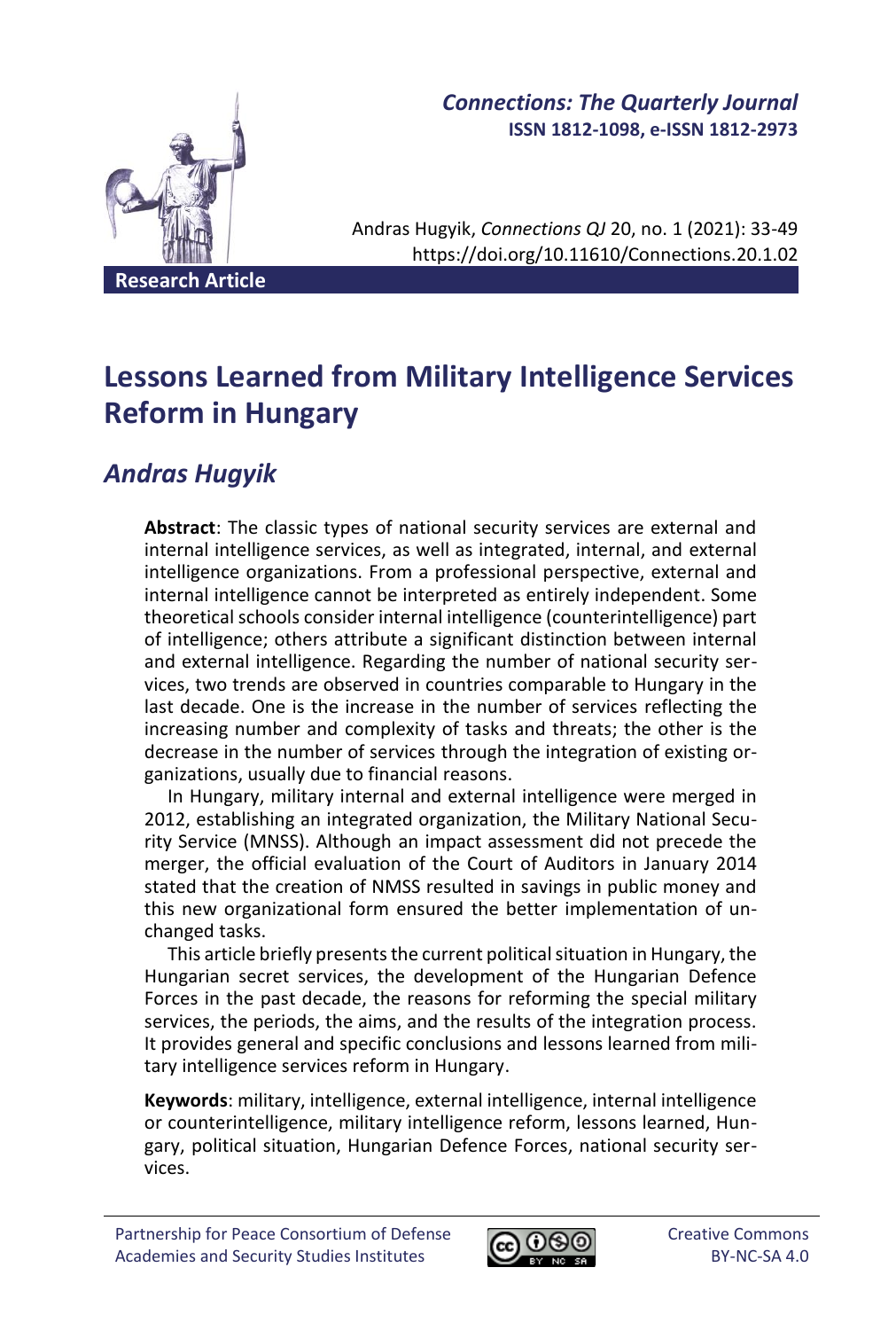*Connections: The Quarterly Journal*
**ISSN 1812-1098, e-ISSN 1812-2973**

Andras Hugyik, *Connections QJ* 20, no. 1 (2021): 33-49
https://doi.org/10.11610/Connections.20.1.02

**Research Article**

# Lessons Learned from Military Intelligence Services Reform in Hungary

## *Andras Hugyik*

**Abstract**: The classic types of national security services are external and internal intelligence services, as well as integrated, internal, and external intelligence organizations. From a professional perspective, external and internal intelligence cannot be interpreted as entirely independent. Some theoretical schools consider internal intelligence (counterintelligence) part of intelligence; others attribute a significant distinction between internal and external intelligence. Regarding the number of national security services, two trends are observed in countries comparable to Hungary in the last decade. One is the increase in the number of services reflecting the increasing number and complexity of tasks and threats; the other is the decrease in the number of services through the integration of existing organizations, usually due to financial reasons.

In Hungary, military internal and external intelligence were merged in 2012, establishing an integrated organization, the Military National Security Service (MNSS). Although an impact assessment did not precede the merger, the official evaluation of the Court of Auditors in January 2014 stated that the creation of NMSS resulted in savings in public money and this new organizational form ensured the better implementation of unchanged tasks.

This article briefly presents the current political situation in Hungary, the Hungarian secret services, the development of the Hungarian Defence Forces in the past decade, the reasons for reforming the special military services, the periods, the aims, and the results of the integration process. It provides general and specific conclusions and lessons learned from military intelligence services reform in Hungary.

**Keywords**: military, intelligence, external intelligence, internal intelligence or counterintelligence, military intelligence reform, lessons learned, Hungary, political situation, Hungarian Defence Forces, national security services.

Partnership for Peace Consortium of Defense Academies and Security Studies Institutes

Creative Commons BY-NC-SA 4.0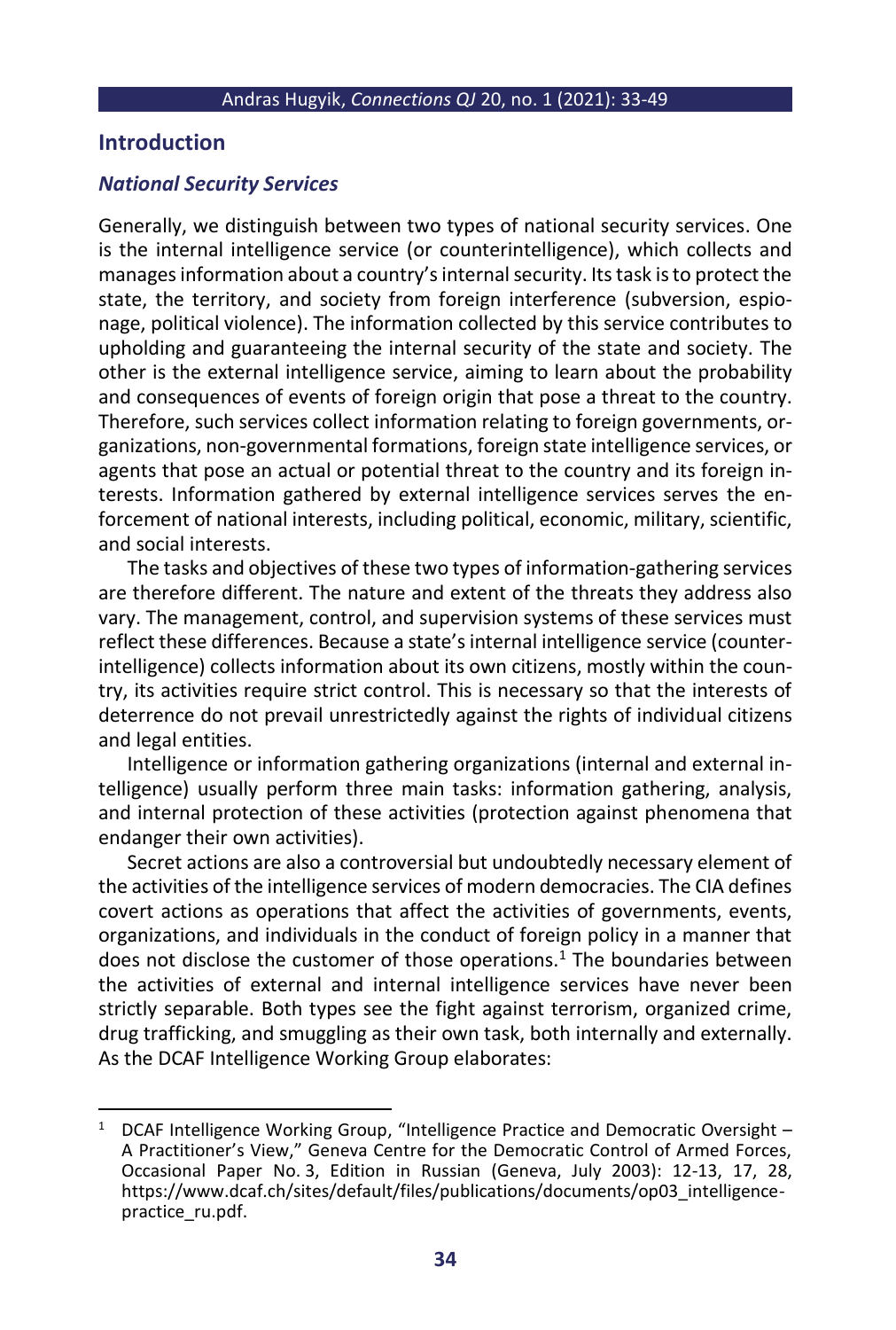## Introduction

### *National Security Services*

Generally, we distinguish between two types of national security services. One is the internal intelligence service (or counterintelligence), which collects and manages information about a country's internal security. Its task is to protect the state, the territory, and society from foreign interference (subversion, espionage, political violence). The information collected by this service contributes to upholding and guaranteeing the internal security of the state and society. The other is the external intelligence service, aiming to learn about the probability and consequences of events of foreign origin that pose a threat to the country. Therefore, such services collect information relating to foreign governments, organizations, non-governmental formations, foreign state intelligence services, or agents that pose an actual or potential threat to the country and its foreign interests. Information gathered by external intelligence services serves the enforcement of national interests, including political, economic, military, scientific, and social interests.

The tasks and objectives of these two types of information-gathering services are therefore different. The nature and extent of the threats they address also vary. The management, control, and supervision systems of these services must reflect these differences. Because a state's internal intelligence service (counterintelligence) collects information about its own citizens, mostly within the country, its activities require strict control. This is necessary so that the interests of deterrence do not prevail unrestrictedly against the rights of individual citizens and legal entities.

Intelligence or information gathering organizations (internal and external intelligence) usually perform three main tasks: information gathering, analysis, and internal protection of these activities (protection against phenomena that endanger their own activities).

Secret actions are also a controversial but undoubtedly necessary element of the activities of the intelligence services of modern democracies. The CIA defines covert actions as operations that affect the activities of governments, events, organizations, and individuals in the conduct of foreign policy in a manner that does not disclose the customer of those operations.[1] The boundaries between the activities of external and internal intelligence services have never been strictly separable. Both types see the fight against terrorism, organized crime, drug trafficking, and smuggling as their own task, both internally and externally. As the DCAF Intelligence Working Group elaborates:

---

[1] DCAF Intelligence Working Group, "Intelligence Practice and Democratic Oversight – A Practitioner's View," Geneva Centre for the Democratic Control of Armed Forces, Occasional Paper No. 3, Edition in Russian (Geneva, July 2003): 12-13, 17, 28, https://www.dcaf.ch/sites/default/files/publications/documents/op03_intelligence-practice_ru.pdf.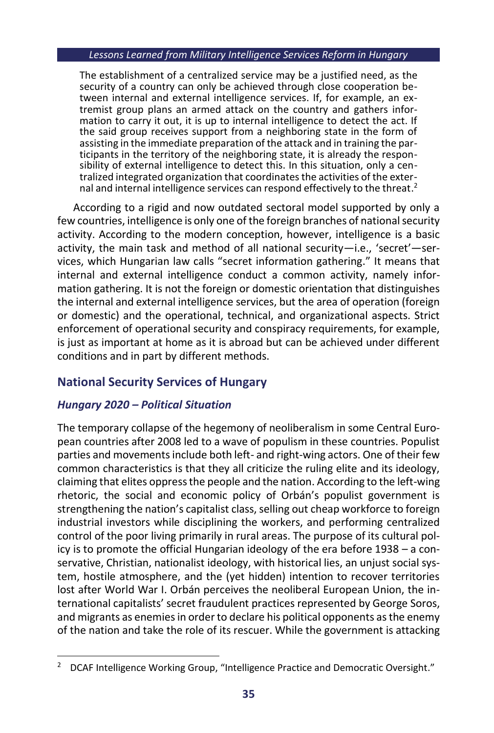> The establishment of a centralized service may be a justified need, as the security of a country can only be achieved through close cooperation between internal and external intelligence services. If, for example, an extremist group plans an armed attack on the country and gathers information to carry it out, it is up to internal intelligence to detect the act. If the said group receives support from a neighboring state in the form of assisting in the immediate preparation of the attack and in training the participants in the territory of the neighboring state, it is already the responsibility of external intelligence to detect this. In this situation, only a centralized integrated organization that coordinates the activities of the external and internal intelligence services can respond effectively to the threat.[2]

According to a rigid and now outdated sectoral model supported by only a few countries, intelligence is only one of the foreign branches of national security activity. According to the modern conception, however, intelligence is a basic activity, the main task and method of all national security—i.e., 'secret'—services, which Hungarian law calls "secret information gathering." It means that internal and external intelligence conduct a common activity, namely information gathering. It is not the foreign or domestic orientation that distinguishes the internal and external intelligence services, but the area of operation (foreign or domestic) and the operational, technical, and organizational aspects. Strict enforcement of operational security and conspiracy requirements, for example, is just as important at home as it is abroad but can be achieved under different conditions and in part by different methods.

## National Security Services of Hungary

### *Hungary 2020 – Political Situation*

The temporary collapse of the hegemony of neoliberalism in some Central European countries after 2008 led to a wave of populism in these countries. Populist parties and movements include both left- and right-wing actors. One of their few common characteristics is that they all criticize the ruling elite and its ideology, claiming that elites oppress the people and the nation. According to the left-wing rhetoric, the social and economic policy of Orbán's populist government is strengthening the nation's capitalist class, selling out cheap workforce to foreign industrial investors while disciplining the workers, and performing centralized control of the poor living primarily in rural areas. The purpose of its cultural policy is to promote the official Hungarian ideology of the era before 1938 – a conservative, Christian, nationalist ideology, with historical lies, an unjust social system, hostile atmosphere, and the (yet hidden) intention to recover territories lost after World War I. Orbán perceives the neoliberal European Union, the international capitalists' secret fraudulent practices represented by George Soros, and migrants as enemies in order to declare his political opponents as the enemy of the nation and take the role of its rescuer. While the government is attacking

---

[2] DCAF Intelligence Working Group, "Intelligence Practice and Democratic Oversight."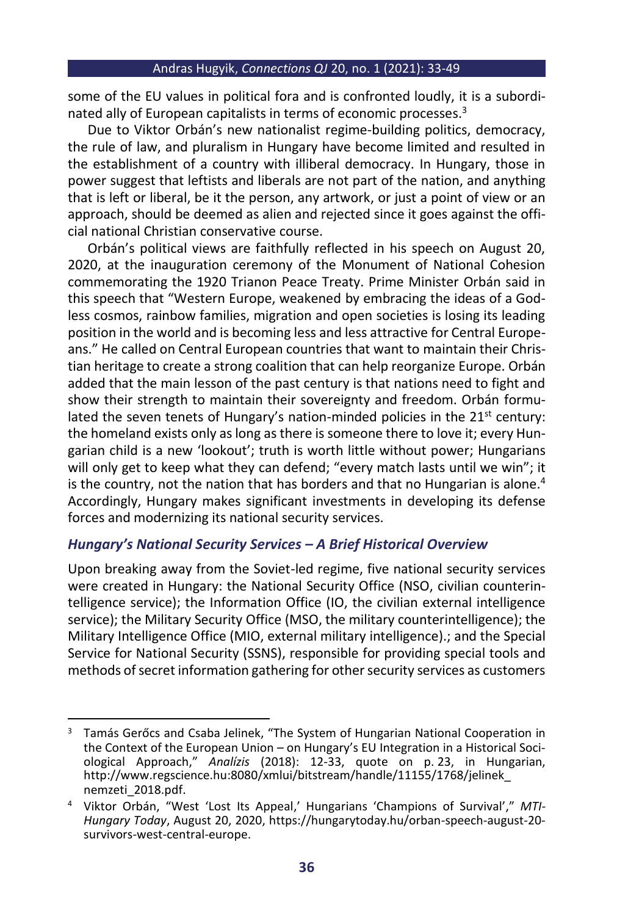some of the EU values in political fora and is confronted loudly, it is a subordinated ally of European capitalists in terms of economic processes.[3]

Due to Viktor Orbán's new nationalist regime-building politics, democracy, the rule of law, and pluralism in Hungary have become limited and resulted in the establishment of a country with illiberal democracy. In Hungary, those in power suggest that leftists and liberals are not part of the nation, and anything that is left or liberal, be it the person, any artwork, or just a point of view or an approach, should be deemed as alien and rejected since it goes against the official national Christian conservative course.

Orbán's political views are faithfully reflected in his speech on August 20, 2020, at the inauguration ceremony of the Monument of National Cohesion commemorating the 1920 Trianon Peace Treaty. Prime Minister Orbán said in this speech that "Western Europe, weakened by embracing the ideas of a Godless cosmos, rainbow families, migration and open societies is losing its leading position in the world and is becoming less and less attractive for Central Europeans." He called on Central European countries that want to maintain their Christian heritage to create a strong coalition that can help reorganize Europe. Orbán added that the main lesson of the past century is that nations need to fight and show their strength to maintain their sovereignty and freedom. Orbán formulated the seven tenets of Hungary's nation-minded policies in the 21st century: the homeland exists only as long as there is someone there to love it; every Hungarian child is a new 'lookout'; truth is worth little without power; Hungarians will only get to keep what they can defend; "every match lasts until we win"; it is the country, not the nation that has borders and that no Hungarian is alone.[4] Accordingly, Hungary makes significant investments in developing its defense forces and modernizing its national security services.

## *Hungary's National Security Services – A Brief Historical Overview*

Upon breaking away from the Soviet-led regime, five national security services were created in Hungary: the National Security Office (NSO, civilian counterintelligence service); the Information Office (IO, the civilian external intelligence service); the Military Security Office (MSO, the military counterintelligence); the Military Intelligence Office (MIO, external military intelligence).; and the Special Service for National Security (SSNS), responsible for providing special tools and methods of secret information gathering for other security services as customers

---

[3] Tamás Gerőcs and Csaba Jelinek, "The System of Hungarian National Cooperation in the Context of the European Union – on Hungary's EU Integration in a Historical Sociological Approach," *Analízis* (2018): 12-33, quote on p. 23, in Hungarian, http://www.regscience.hu:8080/xmlui/bitstream/handle/11155/1768/jelinek_nemzeti_2018.pdf.

[4] Viktor Orbán, "West 'Lost Its Appeal,' Hungarians 'Champions of Survival'," *MTI-Hungary Today*, August 20, 2020, https://hungarytoday.hu/orban-speech-august-20-survivors-west-central-europe.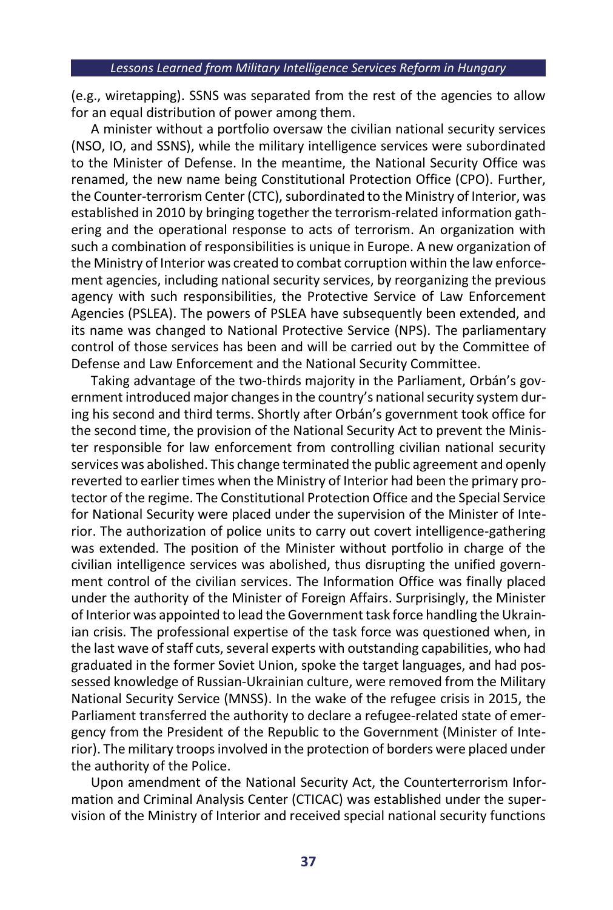(e.g., wiretapping). SSNS was separated from the rest of the agencies to allow for an equal distribution of power among them.

A minister without a portfolio oversaw the civilian national security services (NSO, IO, and SSNS), while the military intelligence services were subordinated to the Minister of Defense. In the meantime, the National Security Office was renamed, the new name being Constitutional Protection Office (CPO). Further, the Counter-terrorism Center (CTC), subordinated to the Ministry of Interior, was established in 2010 by bringing together the terrorism-related information gathering and the operational response to acts of terrorism. An organization with such a combination of responsibilities is unique in Europe. A new organization of the Ministry of Interior was created to combat corruption within the law enforcement agencies, including national security services, by reorganizing the previous agency with such responsibilities, the Protective Service of Law Enforcement Agencies (PSLEA). The powers of PSLEA have subsequently been extended, and its name was changed to National Protective Service (NPS). The parliamentary control of those services has been and will be carried out by the Committee of Defense and Law Enforcement and the National Security Committee.

Taking advantage of the two-thirds majority in the Parliament, Orbán's government introduced major changes in the country's national security system during his second and third terms. Shortly after Orbán's government took office for the second time, the provision of the National Security Act to prevent the Minister responsible for law enforcement from controlling civilian national security services was abolished. This change terminated the public agreement and openly reverted to earlier times when the Ministry of Interior had been the primary protector of the regime. The Constitutional Protection Office and the Special Service for National Security were placed under the supervision of the Minister of Interior. The authorization of police units to carry out covert intelligence-gathering was extended. The position of the Minister without portfolio in charge of the civilian intelligence services was abolished, thus disrupting the unified government control of the civilian services. The Information Office was finally placed under the authority of the Minister of Foreign Affairs. Surprisingly, the Minister of Interior was appointed to lead the Government task force handling the Ukrainian crisis. The professional expertise of the task force was questioned when, in the last wave of staff cuts, several experts with outstanding capabilities, who had graduated in the former Soviet Union, spoke the target languages, and had possessed knowledge of Russian-Ukrainian culture, were removed from the Military National Security Service (MNSS). In the wake of the refugee crisis in 2015, the Parliament transferred the authority to declare a refugee-related state of emergency from the President of the Republic to the Government (Minister of Interior). The military troops involved in the protection of borders were placed under the authority of the Police.

Upon amendment of the National Security Act, the Counterterrorism Information and Criminal Analysis Center (CTICAC) was established under the supervision of the Ministry of Interior and received special national security functions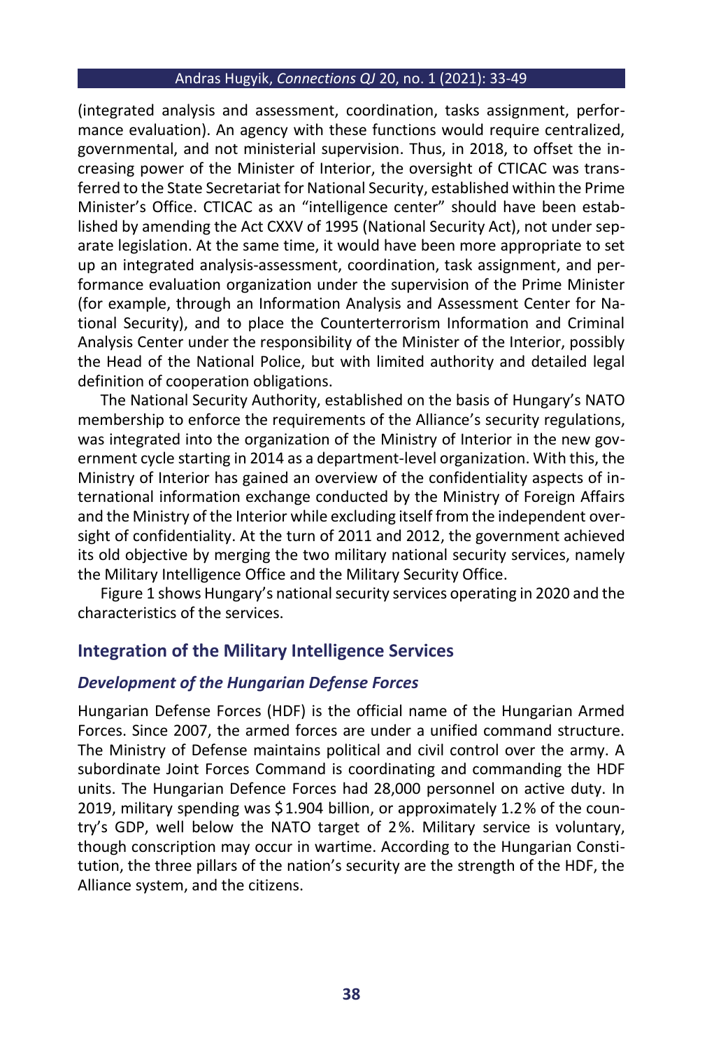(integrated analysis and assessment, coordination, tasks assignment, performance evaluation). An agency with these functions would require centralized, governmental, and not ministerial supervision. Thus, in 2018, to offset the increasing power of the Minister of Interior, the oversight of CTICAC was transferred to the State Secretariat for National Security, established within the Prime Minister's Office. CTICAC as an "intelligence center" should have been established by amending the Act CXXV of 1995 (National Security Act), not under separate legislation. At the same time, it would have been more appropriate to set up an integrated analysis-assessment, coordination, task assignment, and performance evaluation organization under the supervision of the Prime Minister (for example, through an Information Analysis and Assessment Center for National Security), and to place the Counterterrorism Information and Criminal Analysis Center under the responsibility of the Minister of the Interior, possibly the Head of the National Police, but with limited authority and detailed legal definition of cooperation obligations.

The National Security Authority, established on the basis of Hungary's NATO membership to enforce the requirements of the Alliance's security regulations, was integrated into the organization of the Ministry of Interior in the new government cycle starting in 2014 as a department-level organization. With this, the Ministry of Interior has gained an overview of the confidentiality aspects of international information exchange conducted by the Ministry of Foreign Affairs and the Ministry of the Interior while excluding itself from the independent oversight of confidentiality. At the turn of 2011 and 2012, the government achieved its old objective by merging the two military national security services, namely the Military Intelligence Office and the Military Security Office.

Figure 1 shows Hungary's national security services operating in 2020 and the characteristics of the services.

## Integration of the Military Intelligence Services

### *Development of the Hungarian Defense Forces*

Hungarian Defense Forces (HDF) is the official name of the Hungarian Armed Forces. Since 2007, the armed forces are under a unified command structure. The Ministry of Defense maintains political and civil control over the army. A subordinate Joint Forces Command is coordinating and commanding the HDF units. The Hungarian Defence Forces had 28,000 personnel on active duty. In 2019, military spending was $1.904 billion, or approximately 1.2% of the country's GDP, well below the NATO target of 2%. Military service is voluntary, though conscription may occur in wartime. According to the Hungarian Constitution, the three pillars of the nation's security are the strength of the HDF, the Alliance system, and the citizens.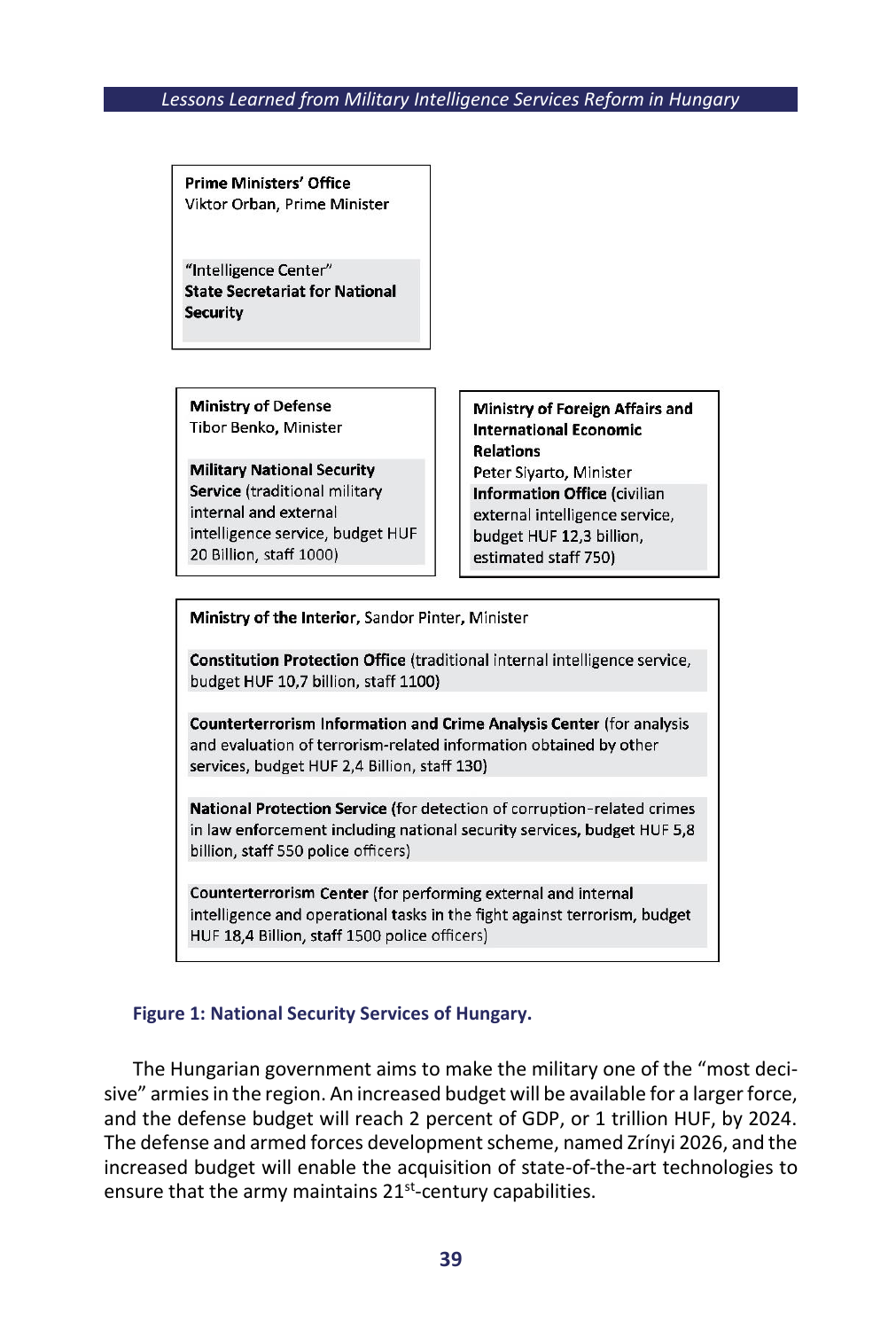**Prime Ministers' Office**
Viktor Orban, Prime Minister

"Intelligence Center"
**State Secretariat for National Security**

**Ministry of Defense**
Tibor Benko, Minister

**Military National Security Service** (traditional military internal and external intelligence service, budget HUF 20 Billion, staff 1000)

**Ministry of Foreign Affairs and International Economic Relations**
Peter Siyarto, Minister
**Information Office** (civilian external intelligence service, budget HUF 12,3 billion, estimated staff 750)

**Ministry of the Interior**, Sandor Pinter, Minister

**Constitution Protection Office** (traditional internal intelligence service, budget HUF 10,7 billion, staff 1100)

**Counterterrorism Information and Crime Analysis Center** (for analysis and evaluation of terrorism-related information obtained by other services, budget HUF 2,4 Billion, staff 130)

**National Protection Service** (for detection of corruption-related crimes in law enforcement including national security services, budget HUF 5,8 billion, staff 550 police officers)

**Counterterrorism Center** (for performing external and internal intelligence and operational tasks in the fight against terrorism, budget HUF 18,4 Billion, staff 1500 police officers)

**Figure 1: National Security Services of Hungary.**

The Hungarian government aims to make the military one of the "most decisive" armies in the region. An increased budget will be available for a larger force, and the defense budget will reach 2 percent of GDP, or 1 trillion HUF, by 2024. The defense and armed forces development scheme, named Zrínyi 2026, and the increased budget will enable the acquisition of state-of-the-art technologies to ensure that the army maintains 21st-century capabilities.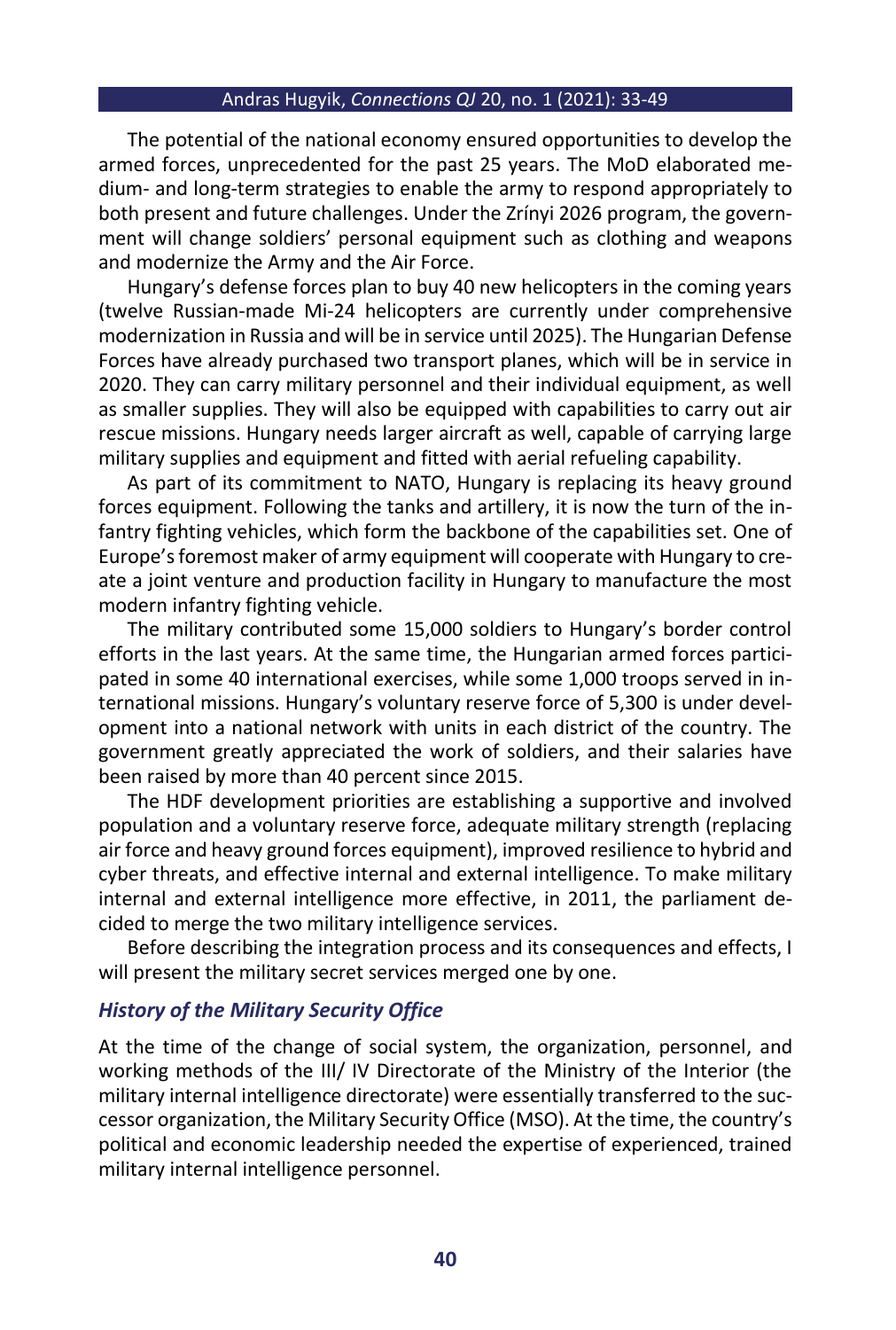The potential of the national economy ensured opportunities to develop the armed forces, unprecedented for the past 25 years. The MoD elaborated medium- and long-term strategies to enable the army to respond appropriately to both present and future challenges. Under the Zrínyi 2026 program, the government will change soldiers' personal equipment such as clothing and weapons and modernize the Army and the Air Force.

Hungary's defense forces plan to buy 40 new helicopters in the coming years (twelve Russian-made Mi-24 helicopters are currently under comprehensive modernization in Russia and will be in service until 2025). The Hungarian Defense Forces have already purchased two transport planes, which will be in service in 2020. They can carry military personnel and their individual equipment, as well as smaller supplies. They will also be equipped with capabilities to carry out air rescue missions. Hungary needs larger aircraft as well, capable of carrying large military supplies and equipment and fitted with aerial refueling capability.

As part of its commitment to NATO, Hungary is replacing its heavy ground forces equipment. Following the tanks and artillery, it is now the turn of the infantry fighting vehicles, which form the backbone of the capabilities set. One of Europe's foremost maker of army equipment will cooperate with Hungary to create a joint venture and production facility in Hungary to manufacture the most modern infantry fighting vehicle.

The military contributed some 15,000 soldiers to Hungary's border control efforts in the last years. At the same time, the Hungarian armed forces participated in some 40 international exercises, while some 1,000 troops served in international missions. Hungary's voluntary reserve force of 5,300 is under development into a national network with units in each district of the country. The government greatly appreciated the work of soldiers, and their salaries have been raised by more than 40 percent since 2015.

The HDF development priorities are establishing a supportive and involved population and a voluntary reserve force, adequate military strength (replacing air force and heavy ground forces equipment), improved resilience to hybrid and cyber threats, and effective internal and external intelligence. To make military internal and external intelligence more effective, in 2011, the parliament decided to merge the two military intelligence services.

Before describing the integration process and its consequences and effects, I will present the military secret services merged one by one.

### *History of the Military Security Office*

At the time of the change of social system, the organization, personnel, and working methods of the III/ IV Directorate of the Ministry of the Interior (the military internal intelligence directorate) were essentially transferred to the successor organization, the Military Security Office (MSO). At the time, the country's political and economic leadership needed the expertise of experienced, trained military internal intelligence personnel.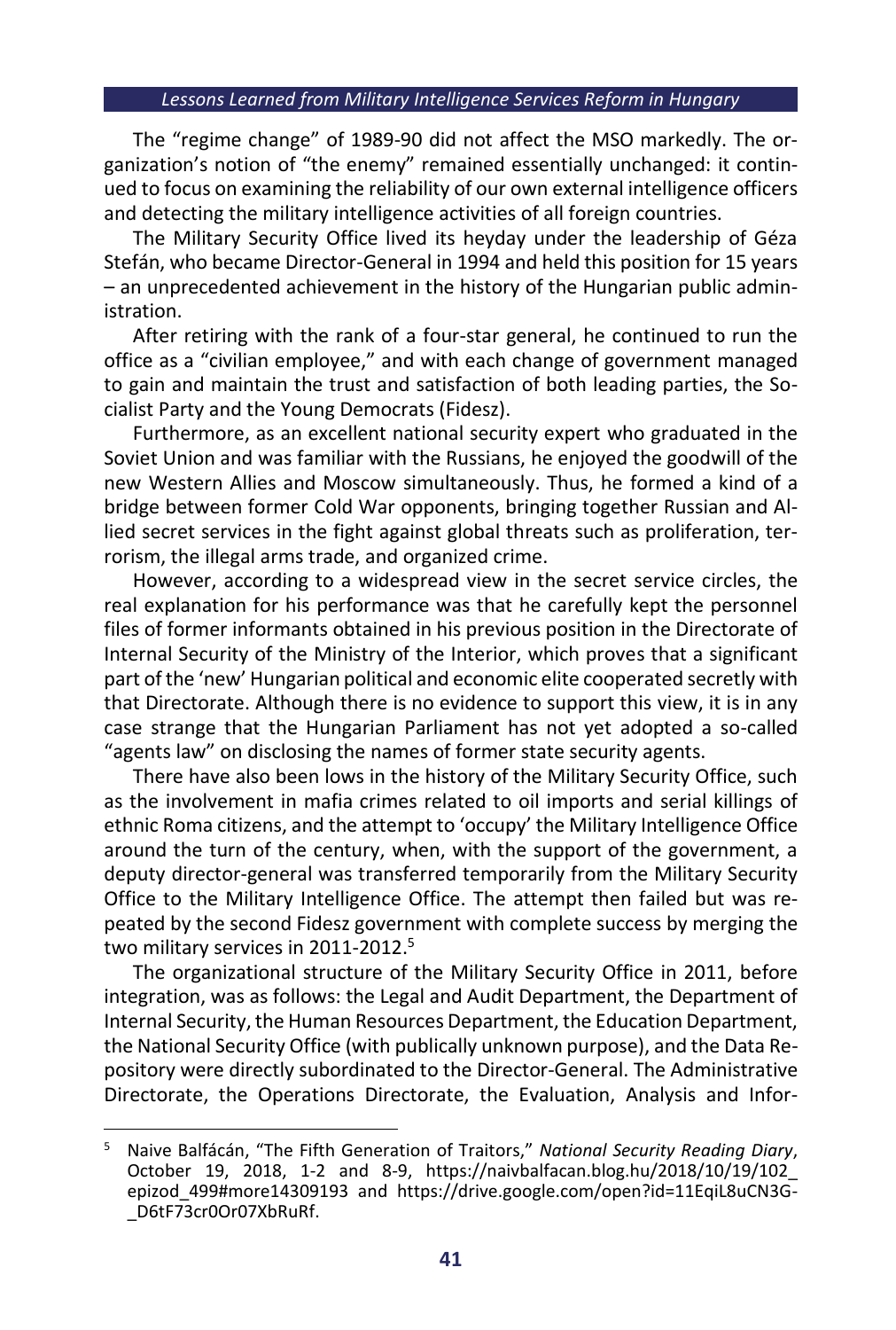The "regime change" of 1989-90 did not affect the MSO markedly. The organization's notion of "the enemy" remained essentially unchanged: it continued to focus on examining the reliability of our own external intelligence officers and detecting the military intelligence activities of all foreign countries.

The Military Security Office lived its heyday under the leadership of Géza Stefán, who became Director-General in 1994 and held this position for 15 years – an unprecedented achievement in the history of the Hungarian public administration.

After retiring with the rank of a four-star general, he continued to run the office as a "civilian employee," and with each change of government managed to gain and maintain the trust and satisfaction of both leading parties, the Socialist Party and the Young Democrats (Fidesz).

Furthermore, as an excellent national security expert who graduated in the Soviet Union and was familiar with the Russians, he enjoyed the goodwill of the new Western Allies and Moscow simultaneously. Thus, he formed a kind of a bridge between former Cold War opponents, bringing together Russian and Allied secret services in the fight against global threats such as proliferation, terrorism, the illegal arms trade, and organized crime.

However, according to a widespread view in the secret service circles, the real explanation for his performance was that he carefully kept the personnel files of former informants obtained in his previous position in the Directorate of Internal Security of the Ministry of the Interior, which proves that a significant part of the 'new' Hungarian political and economic elite cooperated secretly with that Directorate. Although there is no evidence to support this view, it is in any case strange that the Hungarian Parliament has not yet adopted a so-called "agents law" on disclosing the names of former state security agents.

There have also been lows in the history of the Military Security Office, such as the involvement in mafia crimes related to oil imports and serial killings of ethnic Roma citizens, and the attempt to 'occupy' the Military Intelligence Office around the turn of the century, when, with the support of the government, a deputy director-general was transferred temporarily from the Military Security Office to the Military Intelligence Office. The attempt then failed but was repeated by the second Fidesz government with complete success by merging the two military services in 2011-2012.[5]

The organizational structure of the Military Security Office in 2011, before integration, was as follows: the Legal and Audit Department, the Department of Internal Security, the Human Resources Department, the Education Department, the National Security Office (with publically unknown purpose), and the Data Repository were directly subordinated to the Director-General. The Administrative Directorate, the Operations Directorate, the Evaluation, Analysis and Infor-

---

[5] Naive Balfácán, "The Fifth Generation of Traitors," *National Security Reading Diary*, October 19, 2018, 1-2 and 8-9, https://naivbalfacan.blog.hu/2018/10/19/102_epizod_499#more14309193 and https://drive.google.com/open?id=11EqiL8uCN3G-_D6tF73cr0Or07XbRuRf.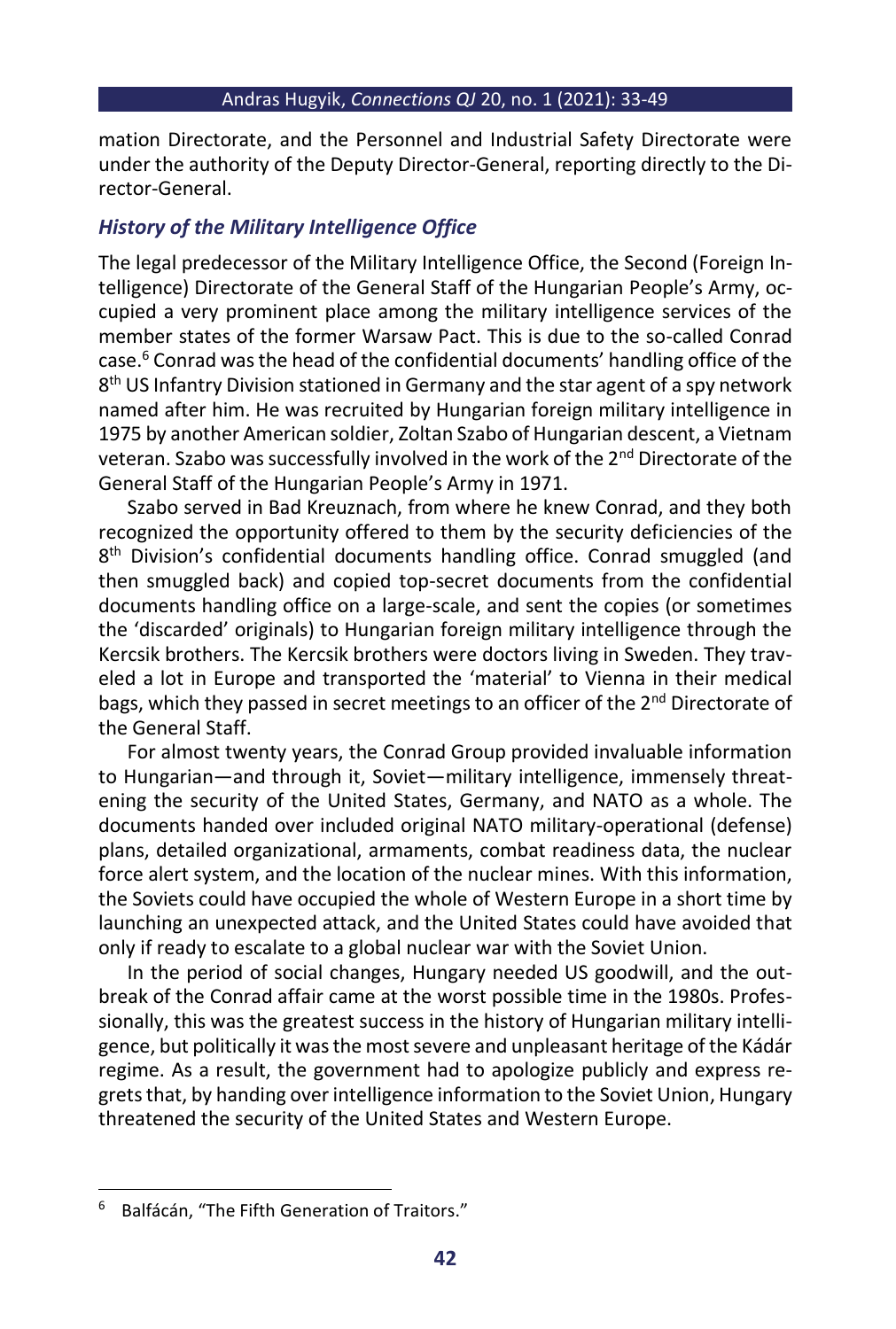mation Directorate, and the Personnel and Industrial Safety Directorate were under the authority of the Deputy Director-General, reporting directly to the Director-General.

### *History of the Military Intelligence Office*

The legal predecessor of the Military Intelligence Office, the Second (Foreign Intelligence) Directorate of the General Staff of the Hungarian People's Army, occupied a very prominent place among the military intelligence services of the member states of the former Warsaw Pact. This is due to the so-called Conrad case.[6] Conrad was the head of the confidential documents' handling office of the 8th US Infantry Division stationed in Germany and the star agent of a spy network named after him. He was recruited by Hungarian foreign military intelligence in 1975 by another American soldier, Zoltan Szabo of Hungarian descent, a Vietnam veteran. Szabo was successfully involved in the work of the 2nd Directorate of the General Staff of the Hungarian People's Army in 1971.

Szabo served in Bad Kreuznach, from where he knew Conrad, and they both recognized the opportunity offered to them by the security deficiencies of the 8th Division's confidential documents handling office. Conrad smuggled (and then smuggled back) and copied top-secret documents from the confidential documents handling office on a large-scale, and sent the copies (or sometimes the 'discarded' originals) to Hungarian foreign military intelligence through the Kercsik brothers. The Kercsik brothers were doctors living in Sweden. They traveled a lot in Europe and transported the 'material' to Vienna in their medical bags, which they passed in secret meetings to an officer of the 2nd Directorate of the General Staff.

For almost twenty years, the Conrad Group provided invaluable information to Hungarian—and through it, Soviet—military intelligence, immensely threatening the security of the United States, Germany, and NATO as a whole. The documents handed over included original NATO military-operational (defense) plans, detailed organizational, armaments, combat readiness data, the nuclear force alert system, and the location of the nuclear mines. With this information, the Soviets could have occupied the whole of Western Europe in a short time by launching an unexpected attack, and the United States could have avoided that only if ready to escalate to a global nuclear war with the Soviet Union.

In the period of social changes, Hungary needed US goodwill, and the outbreak of the Conrad affair came at the worst possible time in the 1980s. Professionally, this was the greatest success in the history of Hungarian military intelligence, but politically it was the most severe and unpleasant heritage of the Kádár regime. As a result, the government had to apologize publicly and express regrets that, by handing over intelligence information to the Soviet Union, Hungary threatened the security of the United States and Western Europe.

---

[6] Balfácán, "The Fifth Generation of Traitors."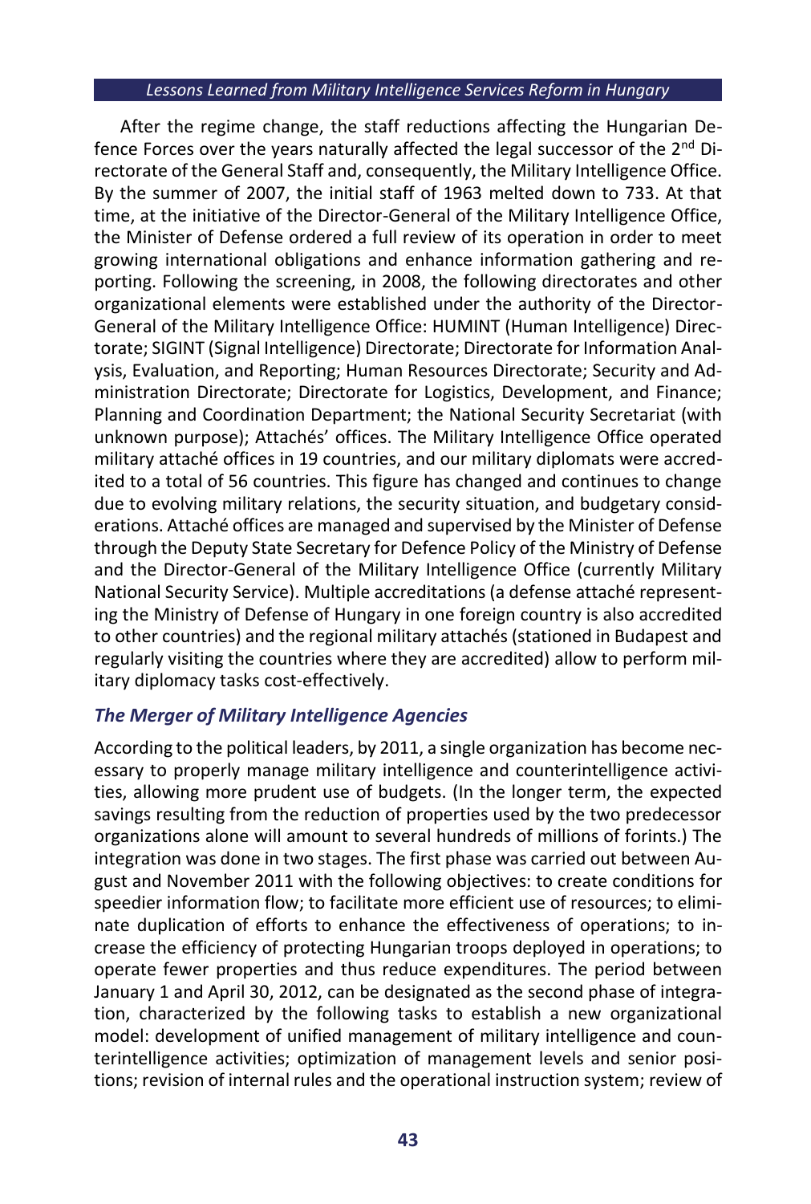After the regime change, the staff reductions affecting the Hungarian Defence Forces over the years naturally affected the legal successor of the 2nd Directorate of the General Staff and, consequently, the Military Intelligence Office. By the summer of 2007, the initial staff of 1963 melted down to 733. At that time, at the initiative of the Director-General of the Military Intelligence Office, the Minister of Defense ordered a full review of its operation in order to meet growing international obligations and enhance information gathering and reporting. Following the screening, in 2008, the following directorates and other organizational elements were established under the authority of the Director-General of the Military Intelligence Office: HUMINT (Human Intelligence) Directorate; SIGINT (Signal Intelligence) Directorate; Directorate for Information Analysis, Evaluation, and Reporting; Human Resources Directorate; Security and Administration Directorate; Directorate for Logistics, Development, and Finance; Planning and Coordination Department; the National Security Secretariat (with unknown purpose); Attachés' offices. The Military Intelligence Office operated military attaché offices in 19 countries, and our military diplomats were accredited to a total of 56 countries. This figure has changed and continues to change due to evolving military relations, the security situation, and budgetary considerations. Attaché offices are managed and supervised by the Minister of Defense through the Deputy State Secretary for Defence Policy of the Ministry of Defense and the Director-General of the Military Intelligence Office (currently Military National Security Service). Multiple accreditations (a defense attaché representing the Ministry of Defense of Hungary in one foreign country is also accredited to other countries) and the regional military attachés (stationed in Budapest and regularly visiting the countries where they are accredited) allow to perform military diplomacy tasks cost-effectively.

### *The Merger of Military Intelligence Agencies*

According to the political leaders, by 2011, a single organization has become necessary to properly manage military intelligence and counterintelligence activities, allowing more prudent use of budgets. (In the longer term, the expected savings resulting from the reduction of properties used by the two predecessor organizations alone will amount to several hundreds of millions of forints.) The integration was done in two stages. The first phase was carried out between August and November 2011 with the following objectives: to create conditions for speedier information flow; to facilitate more efficient use of resources; to eliminate duplication of efforts to enhance the effectiveness of operations; to increase the efficiency of protecting Hungarian troops deployed in operations; to operate fewer properties and thus reduce expenditures. The period between January 1 and April 30, 2012, can be designated as the second phase of integration, characterized by the following tasks to establish a new organizational model: development of unified management of military intelligence and counterintelligence activities; optimization of management levels and senior positions; revision of internal rules and the operational instruction system; review of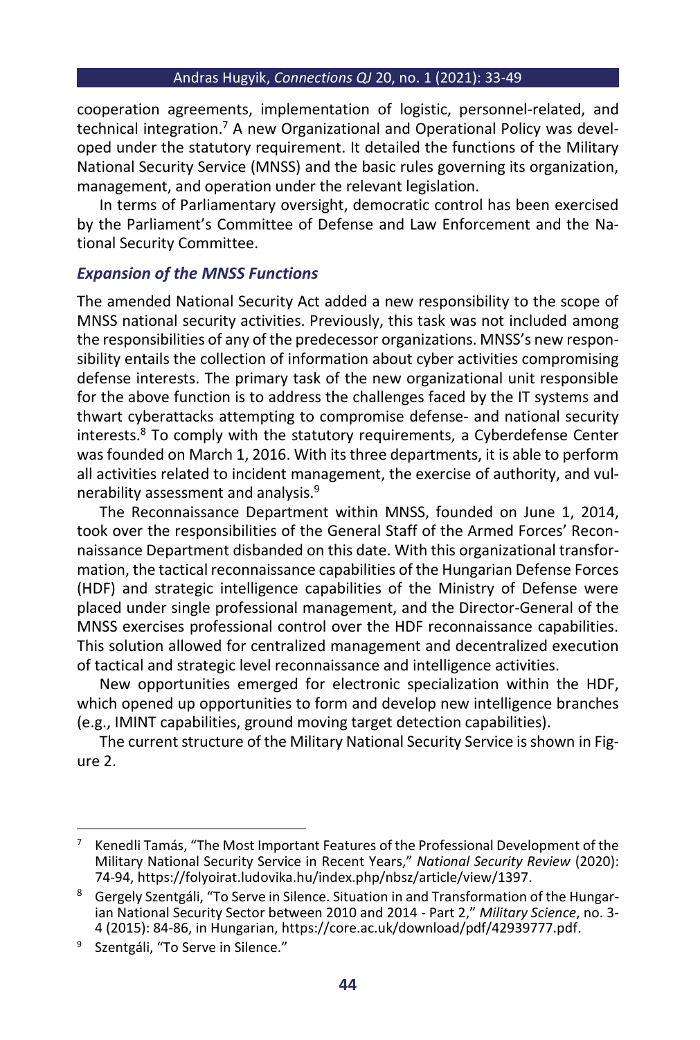cooperation agreements, implementation of logistic, personnel-related, and technical integration.[7] A new Organizational and Operational Policy was developed under the statutory requirement. It detailed the functions of the Military National Security Service (MNSS) and the basic rules governing its organization, management, and operation under the relevant legislation.

In terms of Parliamentary oversight, democratic control has been exercised by the Parliament's Committee of Defense and Law Enforcement and the National Security Committee.

### *Expansion of the MNSS Functions*

The amended National Security Act added a new responsibility to the scope of MNSS national security activities. Previously, this task was not included among the responsibilities of any of the predecessor organizations. MNSS's new responsibility entails the collection of information about cyber activities compromising defense interests. The primary task of the new organizational unit responsible for the above function is to address the challenges faced by the IT systems and thwart cyberattacks attempting to compromise defense- and national security interests.[8] To comply with the statutory requirements, a Cyberdefense Center was founded on March 1, 2016. With its three departments, it is able to perform all activities related to incident management, the exercise of authority, and vulnerability assessment and analysis.[9]

The Reconnaissance Department within MNSS, founded on June 1, 2014, took over the responsibilities of the General Staff of the Armed Forces' Reconnaissance Department disbanded on this date. With this organizational transformation, the tactical reconnaissance capabilities of the Hungarian Defense Forces (HDF) and strategic intelligence capabilities of the Ministry of Defense were placed under single professional management, and the Director-General of the MNSS exercises professional control over the HDF reconnaissance capabilities. This solution allowed for centralized management and decentralized execution of tactical and strategic level reconnaissance and intelligence activities.

New opportunities emerged for electronic specialization within the HDF, which opened up opportunities to form and develop new intelligence branches (e.g., IMINT capabilities, ground moving target detection capabilities).

The current structure of the Military National Security Service is shown in Figure 2.

---

[7] Kenedli Tamás, "The Most Important Features of the Professional Development of the Military National Security Service in Recent Years," *National Security Review* (2020): 74-94, https://folyoirat.ludovika.hu/index.php/nbsz/article/view/1397.

[8] Gergely Szentgáli, "To Serve in Silence. Situation in and Transformation of the Hungarian National Security Sector between 2010 and 2014 - Part 2," *Military Science*, no. 3-4 (2015): 84-86, in Hungarian, https://core.ac.uk/download/pdf/42939777.pdf.

[9] Szentgáli, "To Serve in Silence."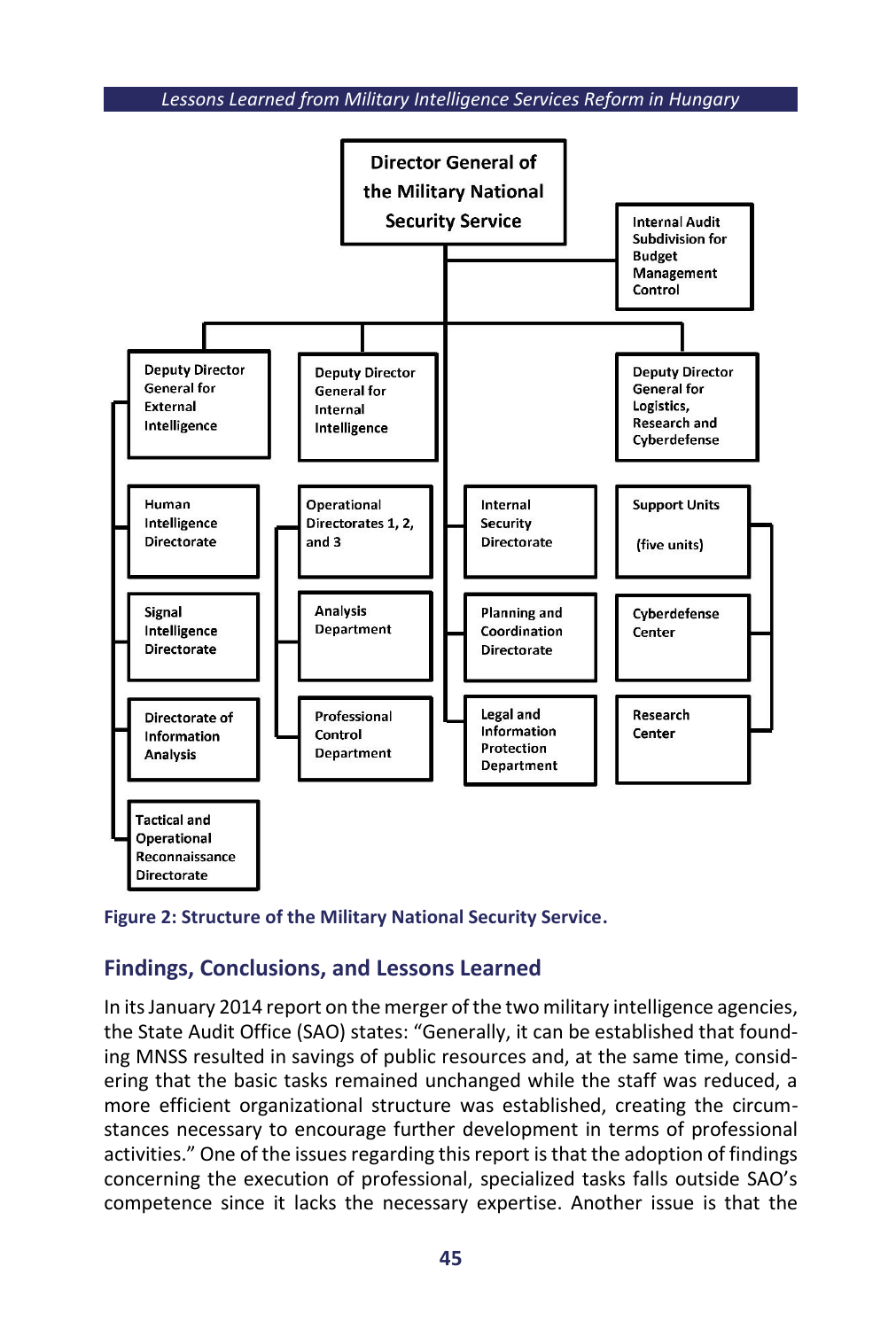- **Director General of the Military National Security Service**
  - Internal Audit Subdivision for Budget Management Control
  - Deputy Director General for External Intelligence
    - Human Intelligence Directorate
    - Signal Intelligence Directorate
    - Directorate of Information Analysis
    - Tactical and Operational Reconnaissance Directorate
  - Deputy Director General for Internal Intelligence
    - Operational Directorates 1, 2, and 3
    - Analysis Department
    - Professional Control Department
  - Internal Security Directorate
  - Planning and Coordination Directorate
  - Legal and Information Protection Department
  - Deputy Director General for Logistics, Research and Cyberdefense
    - Support Units (five units)
    - Cyberdefense Center
    - Research Center

**Figure 2: Structure of the Military National Security Service.**

## Findings, Conclusions, and Lessons Learned

In its January 2014 report on the merger of the two military intelligence agencies, the State Audit Office (SAO) states: "Generally, it can be established that founding MNSS resulted in savings of public resources and, at the same time, considering that the basic tasks remained unchanged while the staff was reduced, a more efficient organizational structure was established, creating the circumstances necessary to encourage further development in terms of professional activities." One of the issues regarding this report is that the adoption of findings concerning the execution of professional, specialized tasks falls outside SAO's competence since it lacks the necessary expertise. Another issue is that the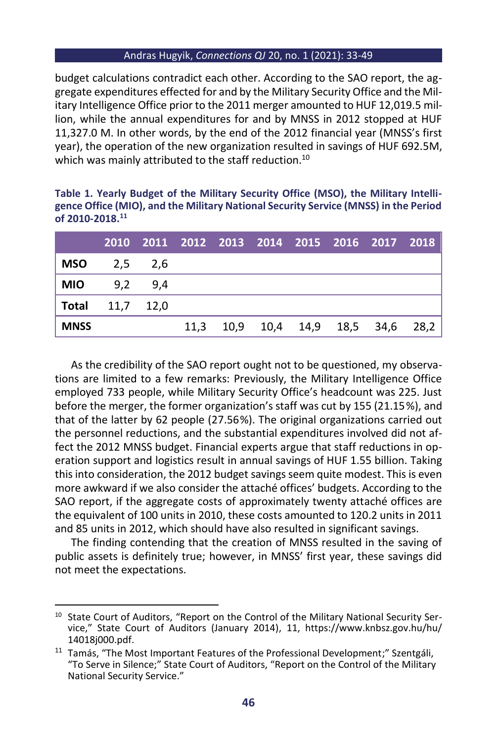budget calculations contradict each other. According to the SAO report, the aggregate expenditures effected for and by the Military Security Office and the Military Intelligence Office prior to the 2011 merger amounted to HUF 12,019.5 million, while the annual expenditures for and by MNSS in 2012 stopped at HUF 11,327.0 M. In other words, by the end of the 2012 financial year (MNSS's first year), the operation of the new organization resulted in savings of HUF 692.5M, which was mainly attributed to the staff reduction.[10]

**Table 1. Yearly Budget of the Military Security Office (MSO), the Military Intelligence Office (MIO), and the Military National Security Service (MNSS) in the Period of 2010-2018.[11]**

| | 2010 | 2011 | 2012 | 2013 | 2014 | 2015 | 2016 | 2017 | 2018 |
|---|---|---|---|---|---|---|---|---|---|
| **MSO** | 2,5 | 2,6 | | | | | | | |
| **MIO** | 9,2 | 9,4 | | | | | | | |
| **Total** | 11,7 | 12,0 | | | | | | | |
| **MNSS** | | | 11,3 | 10,9 | 10,4 | 14,9 | 18,5 | 34,6 | 28,2 |

As the credibility of the SAO report ought not to be questioned, my observations are limited to a few remarks: Previously, the Military Intelligence Office employed 733 people, while Military Security Office's headcount was 225. Just before the merger, the former organization's staff was cut by 155 (21.15%), and that of the latter by 62 people (27.56%). The original organizations carried out the personnel reductions, and the substantial expenditures involved did not affect the 2012 MNSS budget. Financial experts argue that staff reductions in operation support and logistics result in annual savings of HUF 1.55 billion. Taking this into consideration, the 2012 budget savings seem quite modest. This is even more awkward if we also consider the attaché offices' budgets. According to the SAO report, if the aggregate costs of approximately twenty attaché offices are the equivalent of 100 units in 2010, these costs amounted to 120.2 units in 2011 and 85 units in 2012, which should have also resulted in significant savings.

The finding contending that the creation of MNSS resulted in the saving of public assets is definitely true; however, in MNSS' first year, these savings did not meet the expectations.

---

[10] State Court of Auditors, "Report on the Control of the Military National Security Service," State Court of Auditors (January 2014), 11, https://www.knbsz.gov.hu/hu/14018j000.pdf.

[11] Tamás, "The Most Important Features of the Professional Development;" Szentgáli, "To Serve in Silence;" State Court of Auditors, "Report on the Control of the Military National Security Service."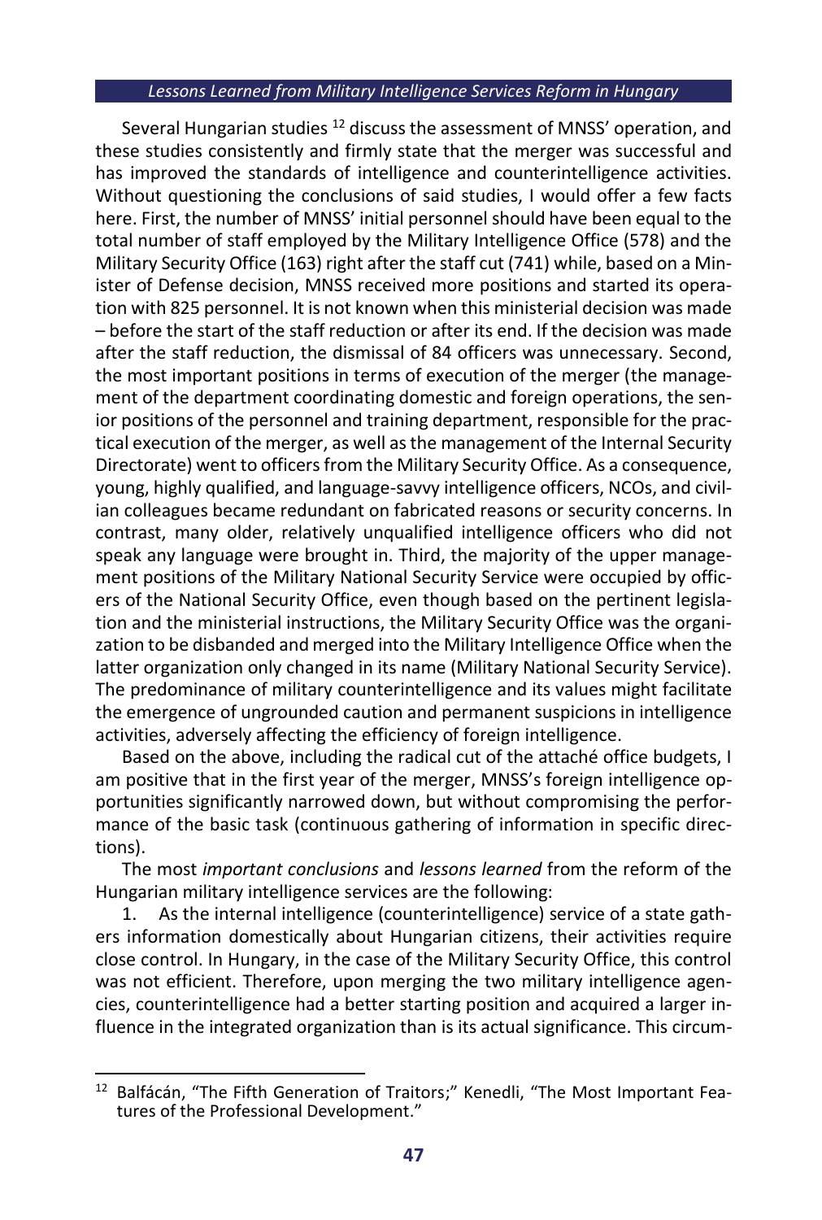Several Hungarian studies [12] discuss the assessment of MNSS' operation, and these studies consistently and firmly state that the merger was successful and has improved the standards of intelligence and counterintelligence activities. Without questioning the conclusions of said studies, I would offer a few facts here. First, the number of MNSS' initial personnel should have been equal to the total number of staff employed by the Military Intelligence Office (578) and the Military Security Office (163) right after the staff cut (741) while, based on a Minister of Defense decision, MNSS received more positions and started its operation with 825 personnel. It is not known when this ministerial decision was made – before the start of the staff reduction or after its end. If the decision was made after the staff reduction, the dismissal of 84 officers was unnecessary. Second, the most important positions in terms of execution of the merger (the management of the department coordinating domestic and foreign operations, the senior positions of the personnel and training department, responsible for the practical execution of the merger, as well as the management of the Internal Security Directorate) went to officers from the Military Security Office. As a consequence, young, highly qualified, and language-savvy intelligence officers, NCOs, and civilian colleagues became redundant on fabricated reasons or security concerns. In contrast, many older, relatively unqualified intelligence officers who did not speak any language were brought in. Third, the majority of the upper management positions of the Military National Security Service were occupied by officers of the National Security Office, even though based on the pertinent legislation and the ministerial instructions, the Military Security Office was the organization to be disbanded and merged into the Military Intelligence Office when the latter organization only changed in its name (Military National Security Service). The predominance of military counterintelligence and its values might facilitate the emergence of ungrounded caution and permanent suspicions in intelligence activities, adversely affecting the efficiency of foreign intelligence.

Based on the above, including the radical cut of the attaché office budgets, I am positive that in the first year of the merger, MNSS's foreign intelligence opportunities significantly narrowed down, but without compromising the performance of the basic task (continuous gathering of information in specific directions).

The most *important conclusions* and *lessons learned* from the reform of the Hungarian military intelligence services are the following:

1. As the internal intelligence (counterintelligence) service of a state gathers information domestically about Hungarian citizens, their activities require close control. In Hungary, in the case of the Military Security Office, this control was not efficient. Therefore, upon merging the two military intelligence agencies, counterintelligence had a better starting position and acquired a larger influence in the integrated organization than is its actual significance. This circum-

---

[12] Balfácán, "The Fifth Generation of Traitors;" Kenedli, "The Most Important Features of the Professional Development."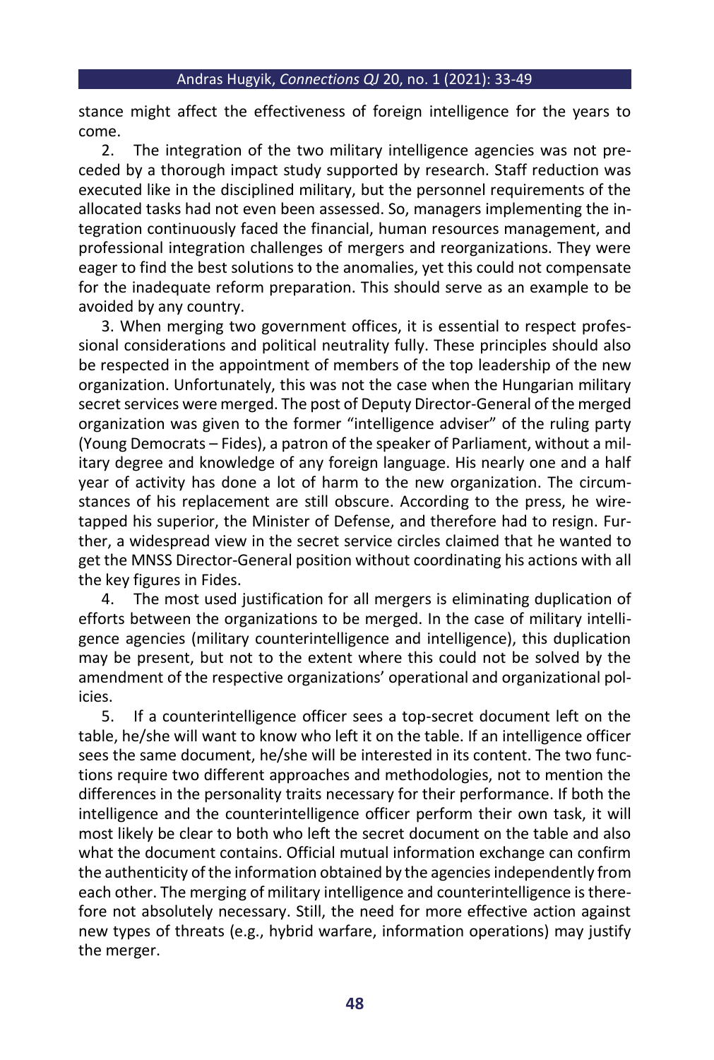stance might affect the effectiveness of foreign intelligence for the years to come.

2. The integration of the two military intelligence agencies was not preceded by a thorough impact study supported by research. Staff reduction was executed like in the disciplined military, but the personnel requirements of the allocated tasks had not even been assessed. So, managers implementing the integration continuously faced the financial, human resources management, and professional integration challenges of mergers and reorganizations. They were eager to find the best solutions to the anomalies, yet this could not compensate for the inadequate reform preparation. This should serve as an example to be avoided by any country.

3. When merging two government offices, it is essential to respect professional considerations and political neutrality fully. These principles should also be respected in the appointment of members of the top leadership of the new organization. Unfortunately, this was not the case when the Hungarian military secret services were merged. The post of Deputy Director-General of the merged organization was given to the former "intelligence adviser" of the ruling party (Young Democrats – Fides), a patron of the speaker of Parliament, without a military degree and knowledge of any foreign language. His nearly one and a half year of activity has done a lot of harm to the new organization. The circumstances of his replacement are still obscure. According to the press, he wiretapped his superior, the Minister of Defense, and therefore had to resign. Further, a widespread view in the secret service circles claimed that he wanted to get the MNSS Director-General position without coordinating his actions with all the key figures in Fides.

4. The most used justification for all mergers is eliminating duplication of efforts between the organizations to be merged. In the case of military intelligence agencies (military counterintelligence and intelligence), this duplication may be present, but not to the extent where this could not be solved by the amendment of the respective organizations' operational and organizational policies.

5. If a counterintelligence officer sees a top-secret document left on the table, he/she will want to know who left it on the table. If an intelligence officer sees the same document, he/she will be interested in its content. The two functions require two different approaches and methodologies, not to mention the differences in the personality traits necessary for their performance. If both the intelligence and the counterintelligence officer perform their own task, it will most likely be clear to both who left the secret document on the table and also what the document contains. Official mutual information exchange can confirm the authenticity of the information obtained by the agencies independently from each other. The merging of military intelligence and counterintelligence is therefore not absolutely necessary. Still, the need for more effective action against new types of threats (e.g., hybrid warfare, information operations) may justify the merger.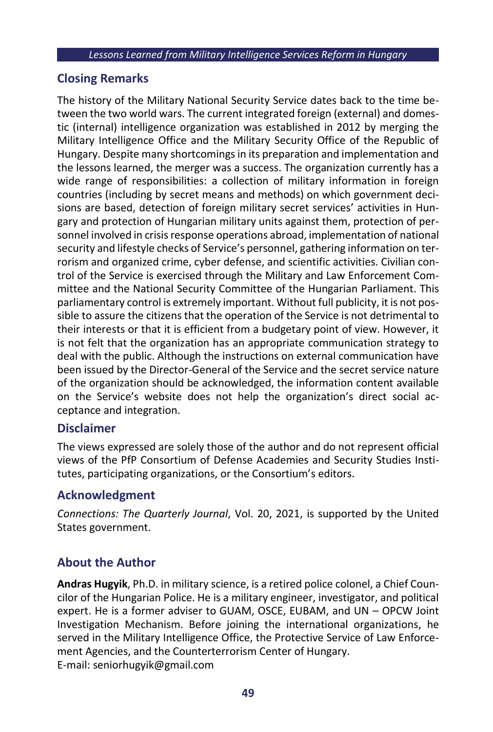## Closing Remarks

The history of the Military National Security Service dates back to the time between the two world wars. The current integrated foreign (external) and domestic (internal) intelligence organization was established in 2012 by merging the Military Intelligence Office and the Military Security Office of the Republic of Hungary. Despite many shortcomings in its preparation and implementation and the lessons learned, the merger was a success. The organization currently has a wide range of responsibilities: a collection of military information in foreign countries (including by secret means and methods) on which government decisions are based, detection of foreign military secret services' activities in Hungary and protection of Hungarian military units against them, protection of personnel involved in crisis response operations abroad, implementation of national security and lifestyle checks of Service's personnel, gathering information on terrorism and organized crime, cyber defense, and scientific activities. Civilian control of the Service is exercised through the Military and Law Enforcement Committee and the National Security Committee of the Hungarian Parliament. This parliamentary control is extremely important. Without full publicity, it is not possible to assure the citizens that the operation of the Service is not detrimental to their interests or that it is efficient from a budgetary point of view. However, it is not felt that the organization has an appropriate communication strategy to deal with the public. Although the instructions on external communication have been issued by the Director-General of the Service and the secret service nature of the organization should be acknowledged, the information content available on the Service's website does not help the organization's direct social acceptance and integration.

## Disclaimer

The views expressed are solely those of the author and do not represent official views of the PfP Consortium of Defense Academies and Security Studies Institutes, participating organizations, or the Consortium's editors.

## Acknowledgment

*Connections: The Quarterly Journal*, Vol. 20, 2021, is supported by the United States government.

## About the Author

**Andras Hugyik**, Ph.D. in military science, is a retired police colonel, a Chief Councilor of the Hungarian Police. He is a military engineer, investigator, and political expert. He is a former adviser to GUAM, OSCE, EUBAM, and UN – OPCW Joint Investigation Mechanism. Before joining the international organizations, he served in the Military Intelligence Office, the Protective Service of Law Enforcement Agencies, and the Counterterrorism Center of Hungary.
E-mail: seniorhugyik@gmail.com